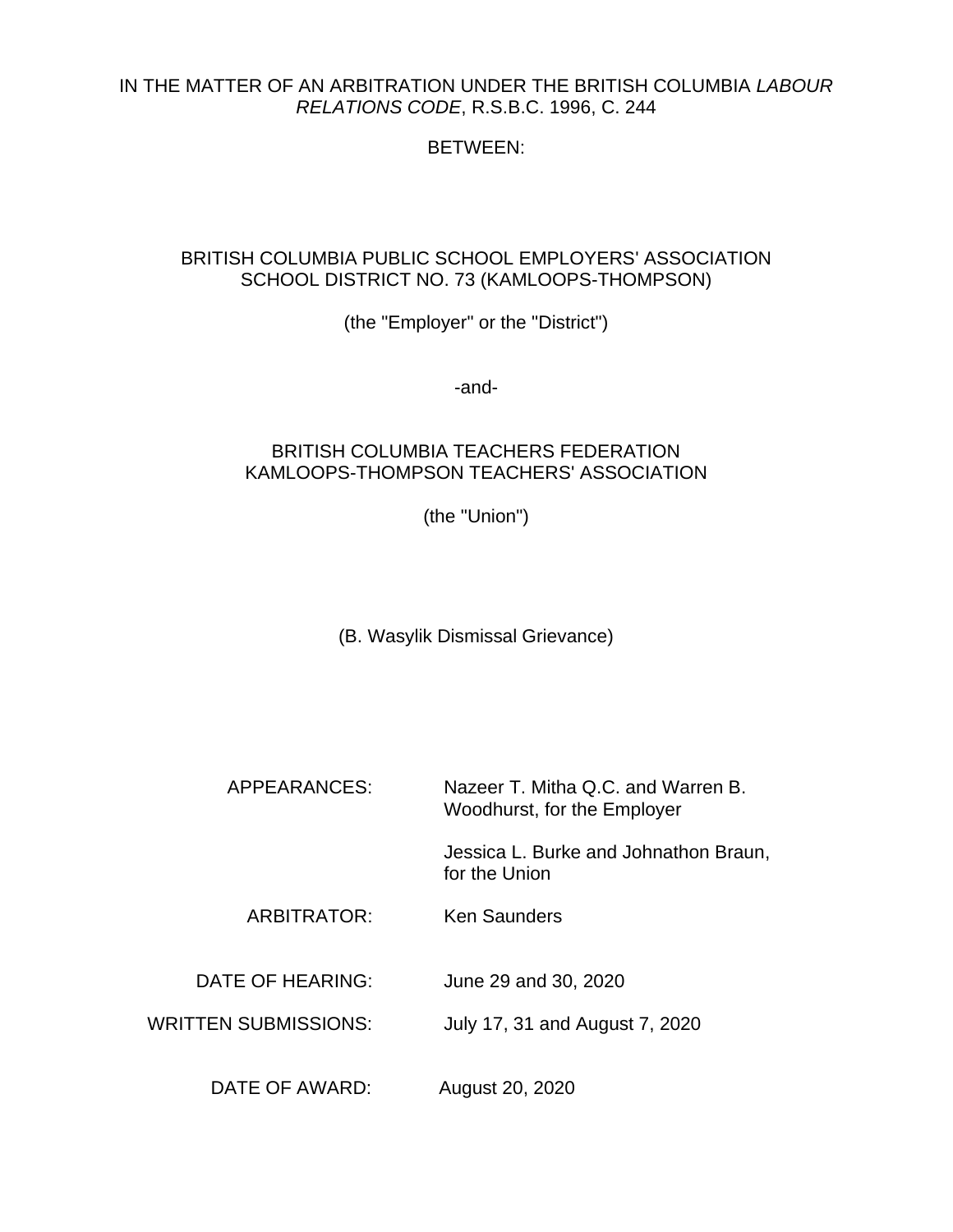IN THE MATTER OF AN ARBITRATION UNDER THE BRITISH COLUMBIA *LABOUR RELATIONS CODE*, R.S.B.C. 1996, C. 244

BETWEEN:

BRITISH COLUMBIA PUBLIC SCHOOL EMPLOYERS' ASSOCIATION
SCHOOL DISTRICT NO. 73 (KAMLOOPS-THOMPSON)

(the "Employer" or the "District")

-and-

BRITISH COLUMBIA TEACHERS FEDERATION
KAMLOOPS-THOMPSON TEACHERS' ASSOCIATION

(the "Union")

(B. Wasylik Dismissal Grievance)

| | |
|---|---|
| APPEARANCES: | Nazeer T. Mitha Q.C. and Warren B. Woodhurst, for the Employer |
| | Jessica L. Burke and Johnathon Braun, for the Union |
| ARBITRATOR: | Ken Saunders |
| DATE OF HEARING: | June 29 and 30, 2020 |
| WRITTEN SUBMISSIONS: | July 17, 31 and August 7, 2020 |
| DATE OF AWARD: | August 20, 2020 |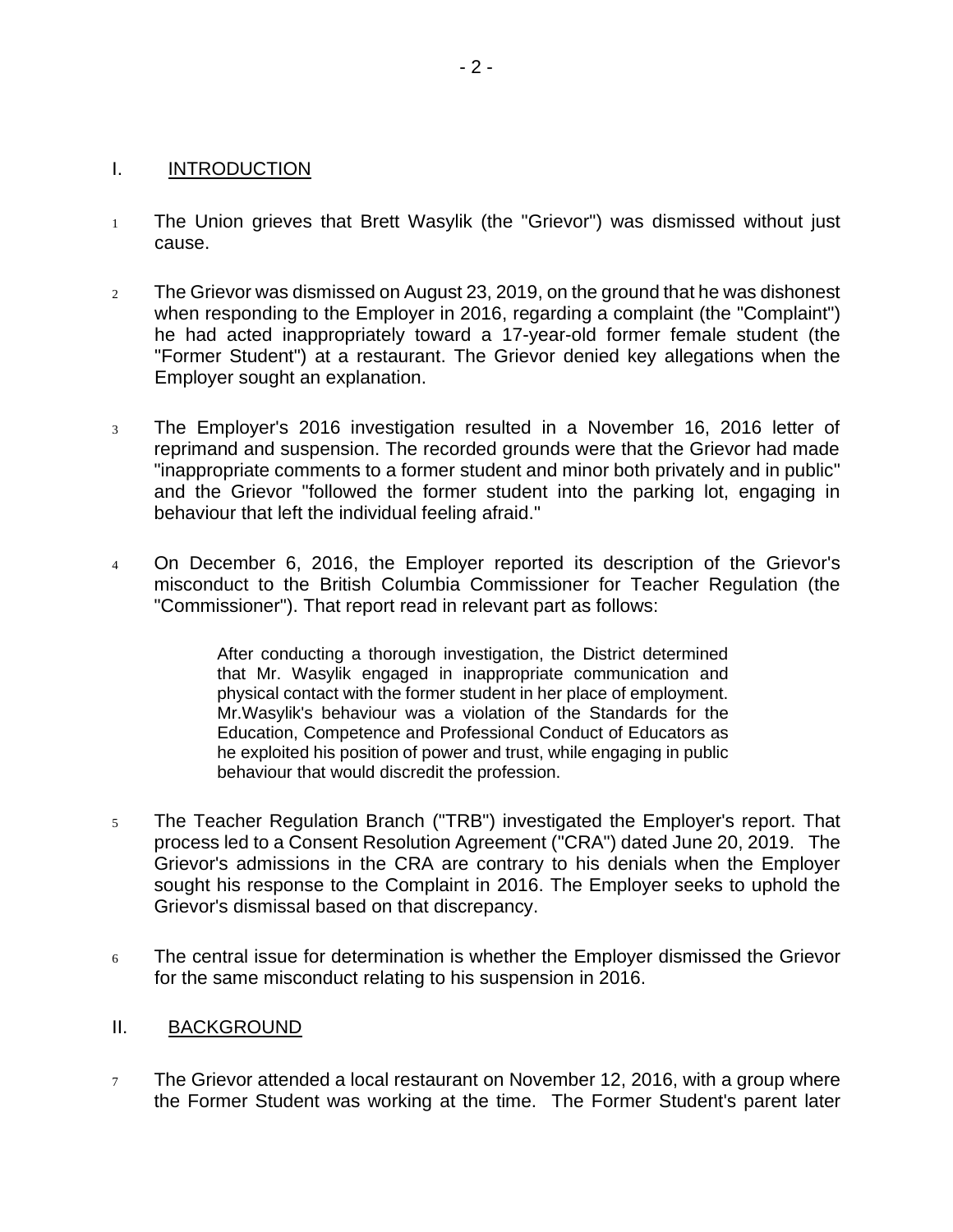## I. INTRODUCTION

1 The Union grieves that Brett Wasylik (the "Grievor") was dismissed without just cause.

2 The Grievor was dismissed on August 23, 2019, on the ground that he was dishonest when responding to the Employer in 2016, regarding a complaint (the "Complaint") he had acted inappropriately toward a 17-year-old former female student (the "Former Student") at a restaurant. The Grievor denied key allegations when the Employer sought an explanation.

3 The Employer's 2016 investigation resulted in a November 16, 2016 letter of reprimand and suspension. The recorded grounds were that the Grievor had made "inappropriate comments to a former student and minor both privately and in public" and the Grievor "followed the former student into the parking lot, engaging in behaviour that left the individual feeling afraid."

4 On December 6, 2016, the Employer reported its description of the Grievor's misconduct to the British Columbia Commissioner for Teacher Regulation (the "Commissioner"). That report read in relevant part as follows:

> After conducting a thorough investigation, the District determined that Mr. Wasylik engaged in inappropriate communication and physical contact with the former student in her place of employment. Mr.Wasylik's behaviour was a violation of the Standards for the Education, Competence and Professional Conduct of Educators as he exploited his position of power and trust, while engaging in public behaviour that would discredit the profession.

5 The Teacher Regulation Branch ("TRB") investigated the Employer's report. That process led to a Consent Resolution Agreement ("CRA") dated June 20, 2019. The Grievor's admissions in the CRA are contrary to his denials when the Employer sought his response to the Complaint in 2016. The Employer seeks to uphold the Grievor's dismissal based on that discrepancy.

6 The central issue for determination is whether the Employer dismissed the Grievor for the same misconduct relating to his suspension in 2016.

## II. BACKGROUND

7 The Grievor attended a local restaurant on November 12, 2016, with a group where the Former Student was working at the time. The Former Student's parent later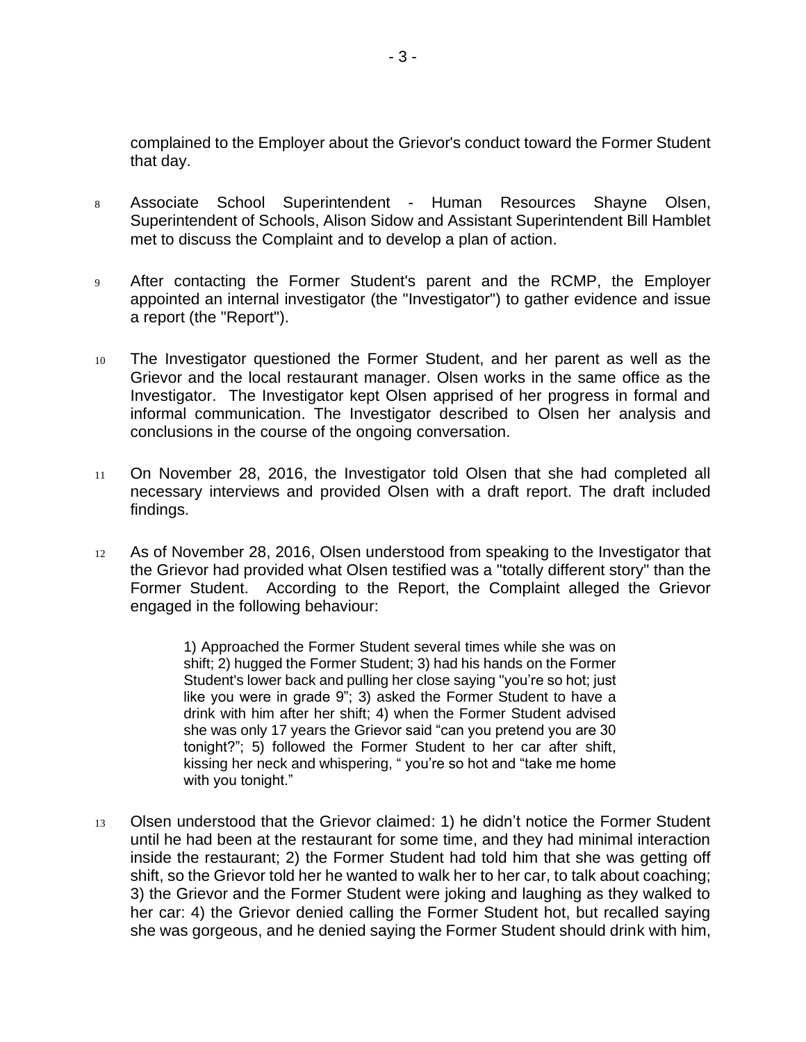complained to the Employer about the Grievor's conduct toward the Former Student that day.

8 Associate School Superintendent - Human Resources Shayne Olsen, Superintendent of Schools, Alison Sidow and Assistant Superintendent Bill Hamblet met to discuss the Complaint and to develop a plan of action.

9 After contacting the Former Student's parent and the RCMP, the Employer appointed an internal investigator (the "Investigator") to gather evidence and issue a report (the "Report").

10 The Investigator questioned the Former Student, and her parent as well as the Grievor and the local restaurant manager. Olsen works in the same office as the Investigator. The Investigator kept Olsen apprised of her progress in formal and informal communication. The Investigator described to Olsen her analysis and conclusions in the course of the ongoing conversation.

11 On November 28, 2016, the Investigator told Olsen that she had completed all necessary interviews and provided Olsen with a draft report. The draft included findings.

12 As of November 28, 2016, Olsen understood from speaking to the Investigator that the Grievor had provided what Olsen testified was a "totally different story" than the Former Student. According to the Report, the Complaint alleged the Grievor engaged in the following behaviour:

> 1) Approached the Former Student several times while she was on shift; 2) hugged the Former Student; 3) had his hands on the Former Student's lower back and pulling her close saying "you're so hot; just like you were in grade 9"; 3) asked the Former Student to have a drink with him after her shift; 4) when the Former Student advised she was only 17 years the Grievor said "can you pretend you are 30 tonight?"; 5) followed the Former Student to her car after shift, kissing her neck and whispering, " you're so hot and "take me home with you tonight."

13 Olsen understood that the Grievor claimed: 1) he didn't notice the Former Student until he had been at the restaurant for some time, and they had minimal interaction inside the restaurant; 2) the Former Student had told him that she was getting off shift, so the Grievor told her he wanted to walk her to her car, to talk about coaching; 3) the Grievor and the Former Student were joking and laughing as they walked to her car: 4) the Grievor denied calling the Former Student hot, but recalled saying she was gorgeous, and he denied saying the Former Student should drink with him,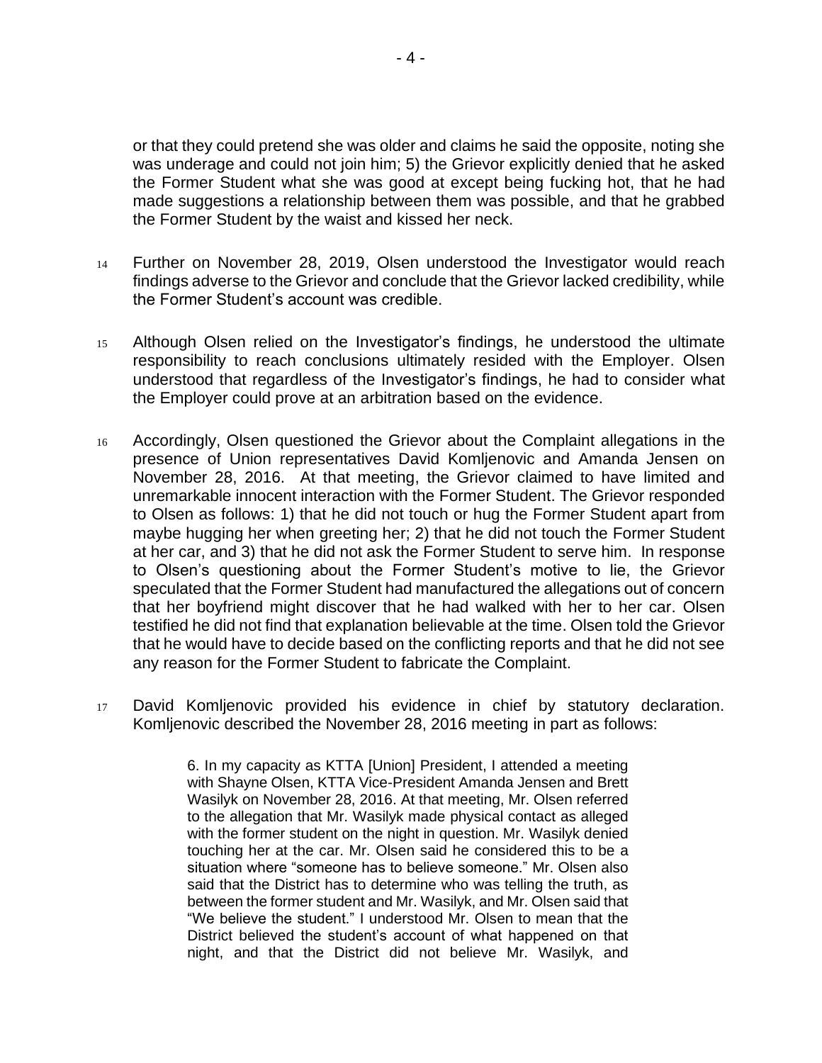or that they could pretend she was older and claims he said the opposite, noting she was underage and could not join him; 5) the Grievor explicitly denied that he asked the Former Student what she was good at except being fucking hot, that he had made suggestions a relationship between them was possible, and that he grabbed the Former Student by the waist and kissed her neck.

14 Further on November 28, 2019, Olsen understood the Investigator would reach findings adverse to the Grievor and conclude that the Grievor lacked credibility, while the Former Student's account was credible.

15 Although Olsen relied on the Investigator's findings, he understood the ultimate responsibility to reach conclusions ultimately resided with the Employer. Olsen understood that regardless of the Investigator's findings, he had to consider what the Employer could prove at an arbitration based on the evidence.

16 Accordingly, Olsen questioned the Grievor about the Complaint allegations in the presence of Union representatives David Komljenovic and Amanda Jensen on November 28, 2016. At that meeting, the Grievor claimed to have limited and unremarkable innocent interaction with the Former Student. The Grievor responded to Olsen as follows: 1) that he did not touch or hug the Former Student apart from maybe hugging her when greeting her; 2) that he did not touch the Former Student at her car, and 3) that he did not ask the Former Student to serve him. In response to Olsen's questioning about the Former Student's motive to lie, the Grievor speculated that the Former Student had manufactured the allegations out of concern that her boyfriend might discover that he had walked with her to her car. Olsen testified he did not find that explanation believable at the time. Olsen told the Grievor that he would have to decide based on the conflicting reports and that he did not see any reason for the Former Student to fabricate the Complaint.

17 David Komljenovic provided his evidence in chief by statutory declaration. Komljenovic described the November 28, 2016 meeting in part as follows:

> 6. In my capacity as KTTA [Union] President, I attended a meeting with Shayne Olsen, KTTA Vice-President Amanda Jensen and Brett Wasilyk on November 28, 2016. At that meeting, Mr. Olsen referred to the allegation that Mr. Wasilyk made physical contact as alleged with the former student on the night in question. Mr. Wasilyk denied touching her at the car. Mr. Olsen said he considered this to be a situation where "someone has to believe someone." Mr. Olsen also said that the District has to determine who was telling the truth, as between the former student and Mr. Wasilyk, and Mr. Olsen said that "We believe the student." I understood Mr. Olsen to mean that the District believed the student's account of what happened on that night, and that the District did not believe Mr. Wasilyk, and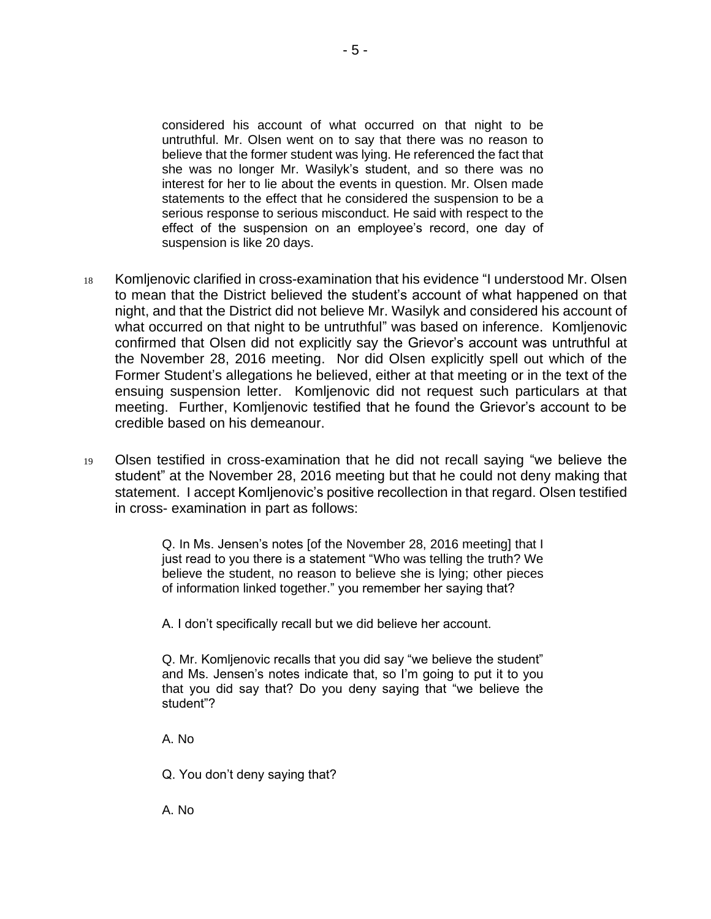> considered his account of what occurred on that night to be untruthful. Mr. Olsen went on to say that there was no reason to believe that the former student was lying. He referenced the fact that she was no longer Mr. Wasilyk's student, and so there was no interest for her to lie about the events in question. Mr. Olsen made statements to the effect that he considered the suspension to be a serious response to serious misconduct. He said with respect to the effect of the suspension on an employee's record, one day of suspension is like 20 days.

18 Komljenovic clarified in cross-examination that his evidence "I understood Mr. Olsen to mean that the District believed the student's account of what happened on that night, and that the District did not believe Mr. Wasilyk and considered his account of what occurred on that night to be untruthful" was based on inference. Komljenovic confirmed that Olsen did not explicitly say the Grievor's account was untruthful at the November 28, 2016 meeting. Nor did Olsen explicitly spell out which of the Former Student's allegations he believed, either at that meeting or in the text of the ensuing suspension letter. Komljenovic did not request such particulars at that meeting. Further, Komljenovic testified that he found the Grievor's account to be credible based on his demeanour.

19 Olsen testified in cross-examination that he did not recall saying "we believe the student" at the November 28, 2016 meeting but that he could not deny making that statement. I accept Komljenovic's positive recollection in that regard. Olsen testified in cross- examination in part as follows:

> Q. In Ms. Jensen's notes [of the November 28, 2016 meeting] that I just read to you there is a statement "Who was telling the truth? We believe the student, no reason to believe she is lying; other pieces of information linked together." you remember her saying that?
>
> A. I don't specifically recall but we did believe her account.
>
> Q. Mr. Komljenovic recalls that you did say "we believe the student" and Ms. Jensen's notes indicate that, so I'm going to put it to you that you did say that? Do you deny saying that "we believe the student"?
>
> A. No
>
> Q. You don't deny saying that?
>
> A. No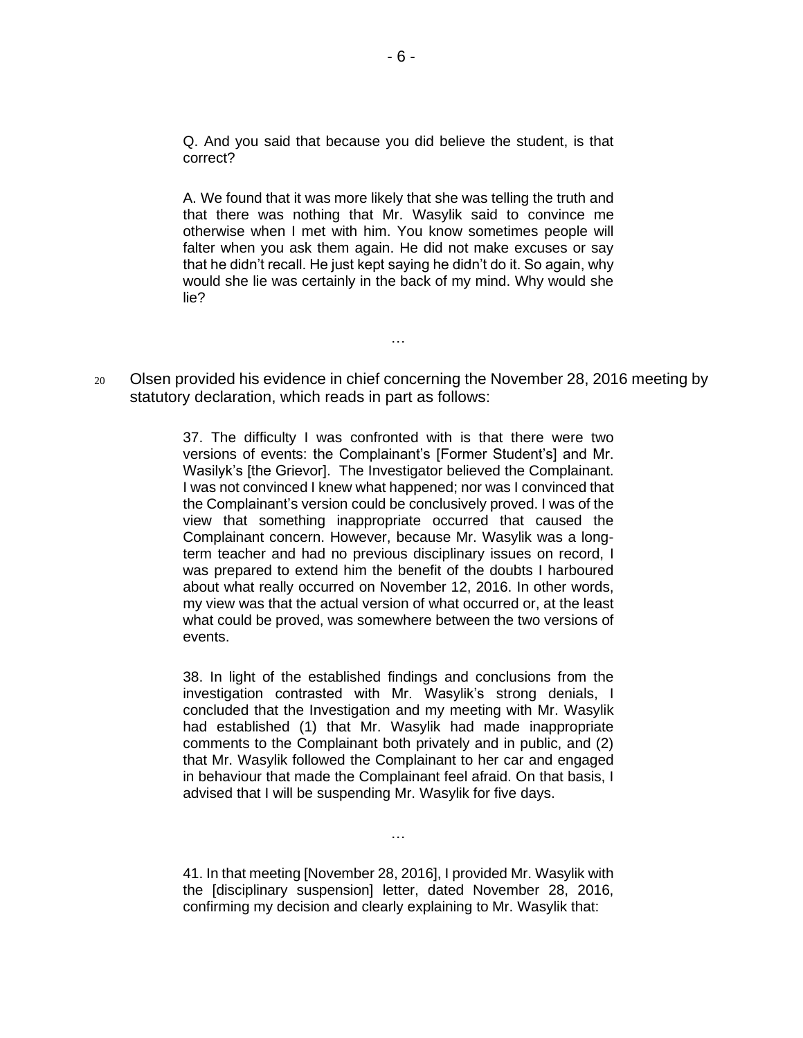> Q. And you said that because you did believe the student, is that correct?
>
> A. We found that it was more likely that she was telling the truth and that there was nothing that Mr. Wasylik said to convince me otherwise when I met with him. You know sometimes people will falter when you ask them again. He did not make excuses or say that he didn't recall. He just kept saying he didn't do it. So again, why would she lie was certainly in the back of my mind. Why would she lie?

…

20 Olsen provided his evidence in chief concerning the November 28, 2016 meeting by statutory declaration, which reads in part as follows:

> 37. The difficulty I was confronted with is that there were two versions of events: the Complainant's [Former Student's] and Mr. Wasilyk's [the Grievor]. The Investigator believed the Complainant. I was not convinced I knew what happened; nor was I convinced that the Complainant's version could be conclusively proved. I was of the view that something inappropriate occurred that caused the Complainant concern. However, because Mr. Wasylik was a long-term teacher and had no previous disciplinary issues on record, I was prepared to extend him the benefit of the doubts I harboured about what really occurred on November 12, 2016. In other words, my view was that the actual version of what occurred or, at the least what could be proved, was somewhere between the two versions of events.
>
> 38. In light of the established findings and conclusions from the investigation contrasted with Mr. Wasylik's strong denials, I concluded that the Investigation and my meeting with Mr. Wasylik had established (1) that Mr. Wasylik had made inappropriate comments to the Complainant both privately and in public, and (2) that Mr. Wasylik followed the Complainant to her car and engaged in behaviour that made the Complainant feel afraid. On that basis, I advised that I will be suspending Mr. Wasylik for five days.
>
> …
>
> 41. In that meeting [November 28, 2016], I provided Mr. Wasylik with the [disciplinary suspension] letter, dated November 28, 2016, confirming my decision and clearly explaining to Mr. Wasylik that: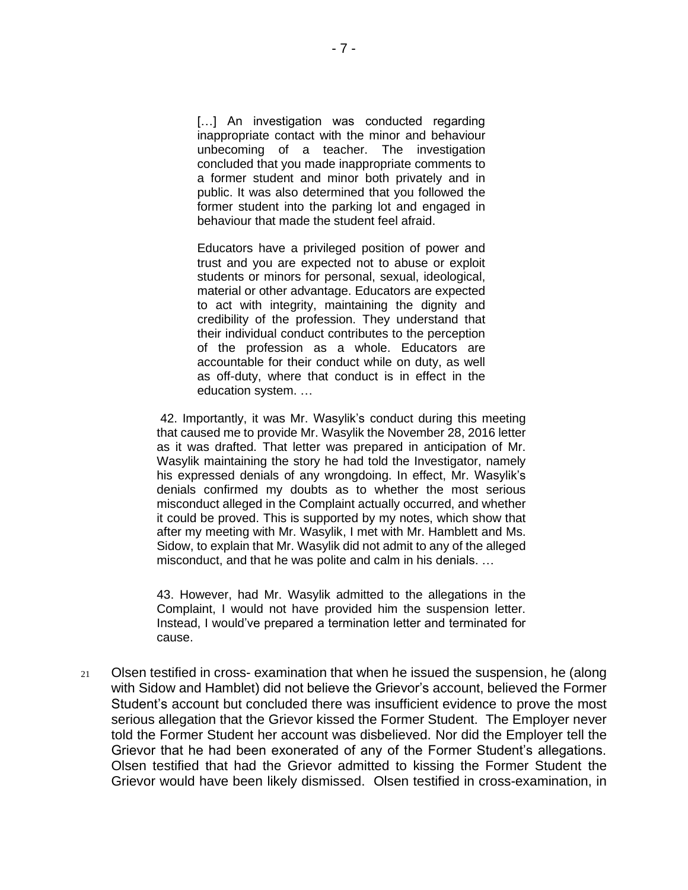> […] An investigation was conducted regarding inappropriate contact with the minor and behaviour unbecoming of a teacher. The investigation concluded that you made inappropriate comments to a former student and minor both privately and in public. It was also determined that you followed the former student into the parking lot and engaged in behaviour that made the student feel afraid.
>
> Educators have a privileged position of power and trust and you are expected not to abuse or exploit students or minors for personal, sexual, ideological, material or other advantage. Educators are expected to act with integrity, maintaining the dignity and credibility of the profession. They understand that their individual conduct contributes to the perception of the profession as a whole. Educators are accountable for their conduct while on duty, as well as off-duty, where that conduct is in effect in the education system. …

> 42. Importantly, it was Mr. Wasylik's conduct during this meeting that caused me to provide Mr. Wasylik the November 28, 2016 letter as it was drafted. That letter was prepared in anticipation of Mr. Wasylik maintaining the story he had told the Investigator, namely his expressed denials of any wrongdoing. In effect, Mr. Wasylik's denials confirmed my doubts as to whether the most serious misconduct alleged in the Complaint actually occurred, and whether it could be proved. This is supported by my notes, which show that after my meeting with Mr. Wasylik, I met with Mr. Hamblett and Ms. Sidow, to explain that Mr. Wasylik did not admit to any of the alleged misconduct, and that he was polite and calm in his denials. …
>
> 43. However, had Mr. Wasylik admitted to the allegations in the Complaint, I would not have provided him the suspension letter. Instead, I would've prepared a termination letter and terminated for cause.

21 Olsen testified in cross- examination that when he issued the suspension, he (along with Sidow and Hamblet) did not believe the Grievor's account, believed the Former Student's account but concluded there was insufficient evidence to prove the most serious allegation that the Grievor kissed the Former Student. The Employer never told the Former Student her account was disbelieved. Nor did the Employer tell the Grievor that he had been exonerated of any of the Former Student's allegations. Olsen testified that had the Grievor admitted to kissing the Former Student the Grievor would have been likely dismissed. Olsen testified in cross-examination, in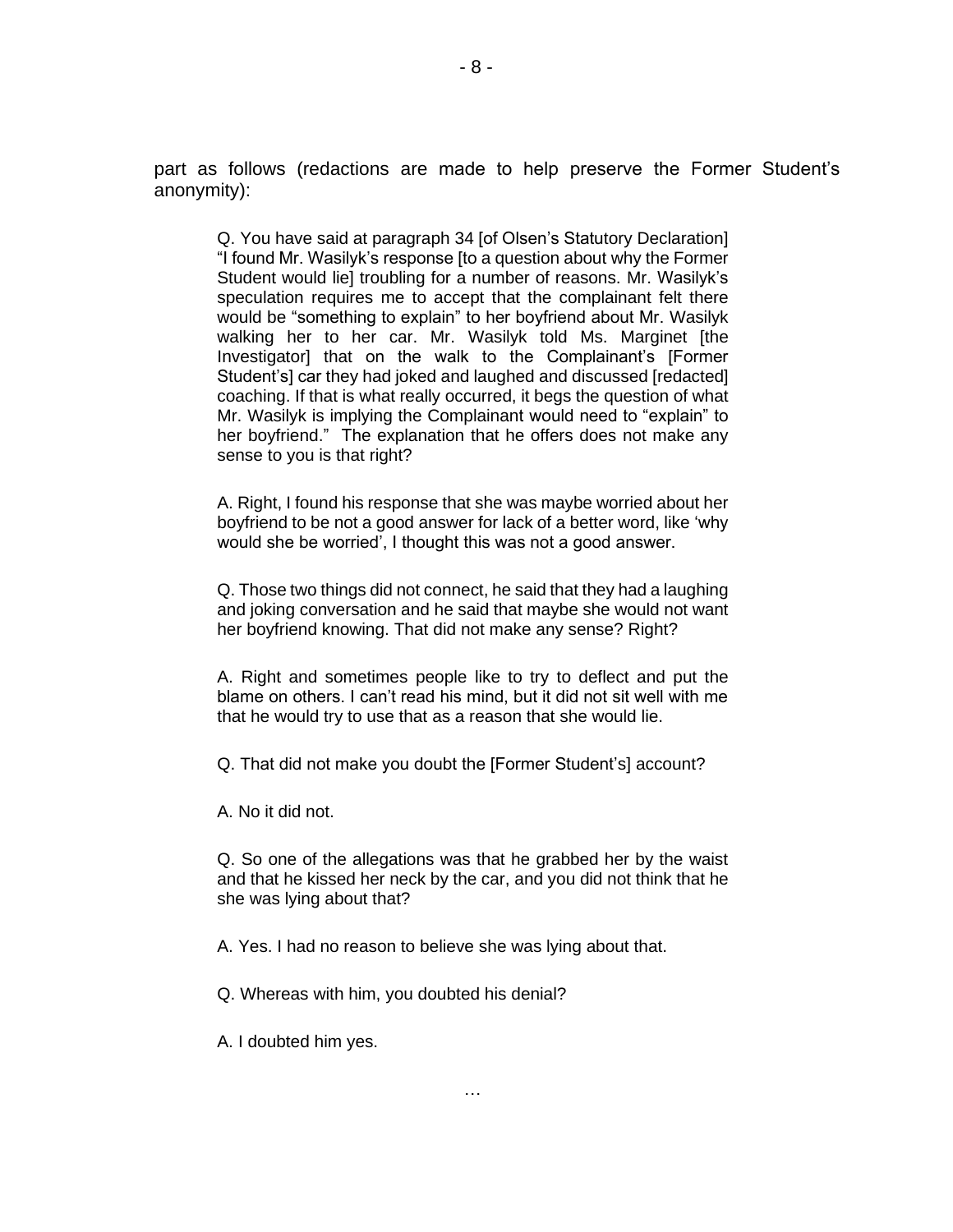part as follows (redactions are made to help preserve the Former Student's anonymity):

> Q. You have said at paragraph 34 [of Olsen's Statutory Declaration] "I found Mr. Wasilyk's response [to a question about why the Former Student would lie] troubling for a number of reasons. Mr. Wasilyk's speculation requires me to accept that the complainant felt there would be "something to explain" to her boyfriend about Mr. Wasilyk walking her to her car. Mr. Wasilyk told Ms. Marginet [the Investigator] that on the walk to the Complainant's [Former Student's] car they had joked and laughed and discussed [redacted] coaching. If that is what really occurred, it begs the question of what Mr. Wasilyk is implying the Complainant would need to "explain" to her boyfriend." The explanation that he offers does not make any sense to you is that right?
>
> A. Right, I found his response that she was maybe worried about her boyfriend to be not a good answer for lack of a better word, like 'why would she be worried', I thought this was not a good answer.
>
> Q. Those two things did not connect, he said that they had a laughing and joking conversation and he said that maybe she would not want her boyfriend knowing. That did not make any sense? Right?
>
> A. Right and sometimes people like to try to deflect and put the blame on others. I can't read his mind, but it did not sit well with me that he would try to use that as a reason that she would lie.
>
> Q. That did not make you doubt the [Former Student's] account?
>
> A. No it did not.
>
> Q. So one of the allegations was that he grabbed her by the waist and that he kissed her neck by the car, and you did not think that he she was lying about that?
>
> A. Yes. I had no reason to believe she was lying about that.
>
> Q. Whereas with him, you doubted his denial?
>
> A. I doubted him yes.

…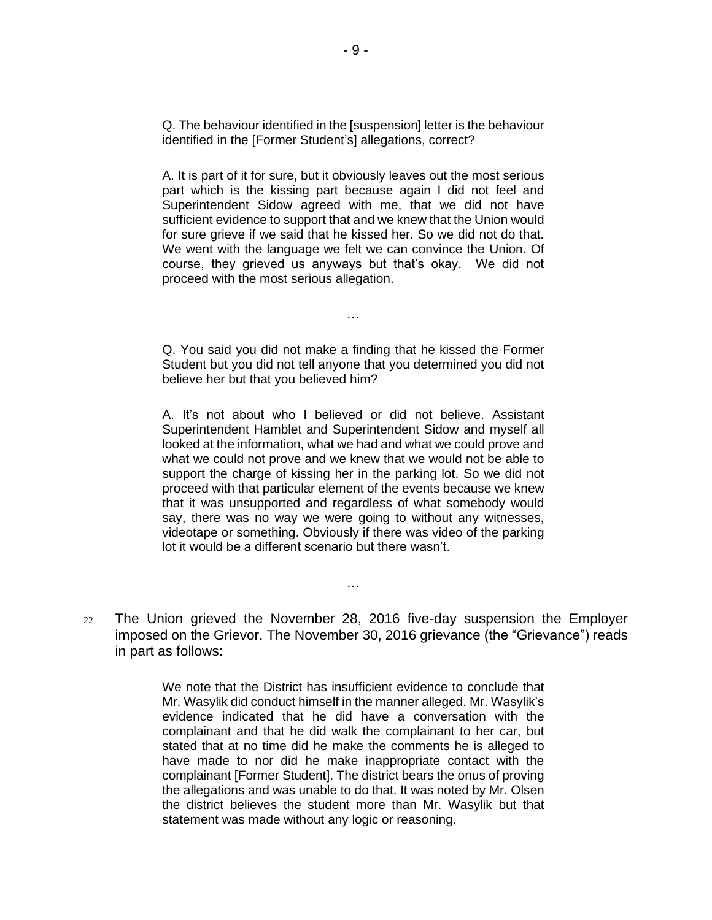> Q. The behaviour identified in the [suspension] letter is the behaviour identified in the [Former Student's] allegations, correct?
>
> A. It is part of it for sure, but it obviously leaves out the most serious part which is the kissing part because again I did not feel and Superintendent Sidow agreed with me, that we did not have sufficient evidence to support that and we knew that the Union would for sure grieve if we said that he kissed her. So we did not do that. We went with the language we felt we can convince the Union. Of course, they grieved us anyways but that's okay. We did not proceed with the most serious allegation.
>
> …
>
> Q. You said you did not make a finding that he kissed the Former Student but you did not tell anyone that you determined you did not believe her but that you believed him?
>
> A. It's not about who I believed or did not believe. Assistant Superintendent Hamblet and Superintendent Sidow and myself all looked at the information, what we had and what we could prove and what we could not prove and we knew that we would not be able to support the charge of kissing her in the parking lot. So we did not proceed with that particular element of the events because we knew that it was unsupported and regardless of what somebody would say, there was no way we were going to without any witnesses, videotape or something. Obviously if there was video of the parking lot it would be a different scenario but there wasn't.
>
> …

22 The Union grieved the November 28, 2016 five-day suspension the Employer imposed on the Grievor. The November 30, 2016 grievance (the "Grievance") reads in part as follows:

> We note that the District has insufficient evidence to conclude that Mr. Wasylik did conduct himself in the manner alleged. Mr. Wasylik's evidence indicated that he did have a conversation with the complainant and that he did walk the complainant to her car, but stated that at no time did he make the comments he is alleged to have made to nor did he make inappropriate contact with the complainant [Former Student]. The district bears the onus of proving the allegations and was unable to do that. It was noted by Mr. Olsen the district believes the student more than Mr. Wasylik but that statement was made without any logic or reasoning.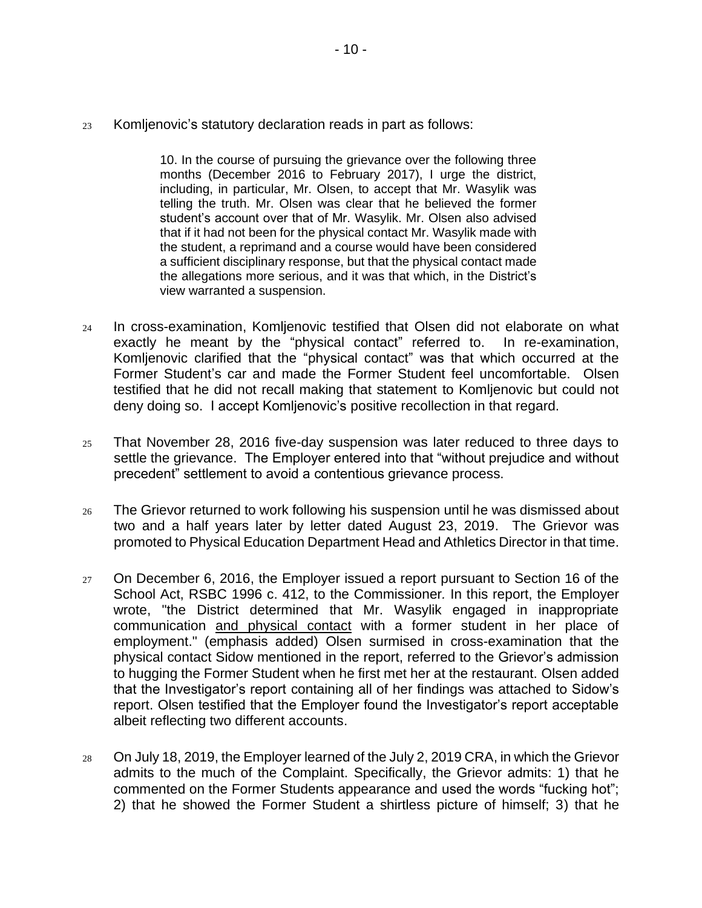23 Komljenovic's statutory declaration reads in part as follows:

> 10. In the course of pursuing the grievance over the following three months (December 2016 to February 2017), I urge the district, including, in particular, Mr. Olsen, to accept that Mr. Wasylik was telling the truth. Mr. Olsen was clear that he believed the former student's account over that of Mr. Wasylik. Mr. Olsen also advised that if it had not been for the physical contact Mr. Wasylik made with the student, a reprimand and a course would have been considered a sufficient disciplinary response, but that the physical contact made the allegations more serious, and it was that which, in the District's view warranted a suspension.

24 In cross-examination, Komljenovic testified that Olsen did not elaborate on what exactly he meant by the "physical contact" referred to. In re-examination, Komljenovic clarified that the "physical contact" was that which occurred at the Former Student's car and made the Former Student feel uncomfortable. Olsen testified that he did not recall making that statement to Komljenovic but could not deny doing so. I accept Komljenovic's positive recollection in that regard.

25 That November 28, 2016 five-day suspension was later reduced to three days to settle the grievance. The Employer entered into that "without prejudice and without precedent" settlement to avoid a contentious grievance process.

26 The Grievor returned to work following his suspension until he was dismissed about two and a half years later by letter dated August 23, 2019. The Grievor was promoted to Physical Education Department Head and Athletics Director in that time.

27 On December 6, 2016, the Employer issued a report pursuant to Section 16 of the School Act, RSBC 1996 c. 412, to the Commissioner. In this report, the Employer wrote, "the District determined that Mr. Wasylik engaged in inappropriate communication <u>and physical contact</u> with a former student in her place of employment." (emphasis added) Olsen surmised in cross-examination that the physical contact Sidow mentioned in the report, referred to the Grievor's admission to hugging the Former Student when he first met her at the restaurant. Olsen added that the Investigator's report containing all of her findings was attached to Sidow's report. Olsen testified that the Employer found the Investigator's report acceptable albeit reflecting two different accounts.

28 On July 18, 2019, the Employer learned of the July 2, 2019 CRA, in which the Grievor admits to the much of the Complaint. Specifically, the Grievor admits: 1) that he commented on the Former Students appearance and used the words "fucking hot"; 2) that he showed the Former Student a shirtless picture of himself; 3) that he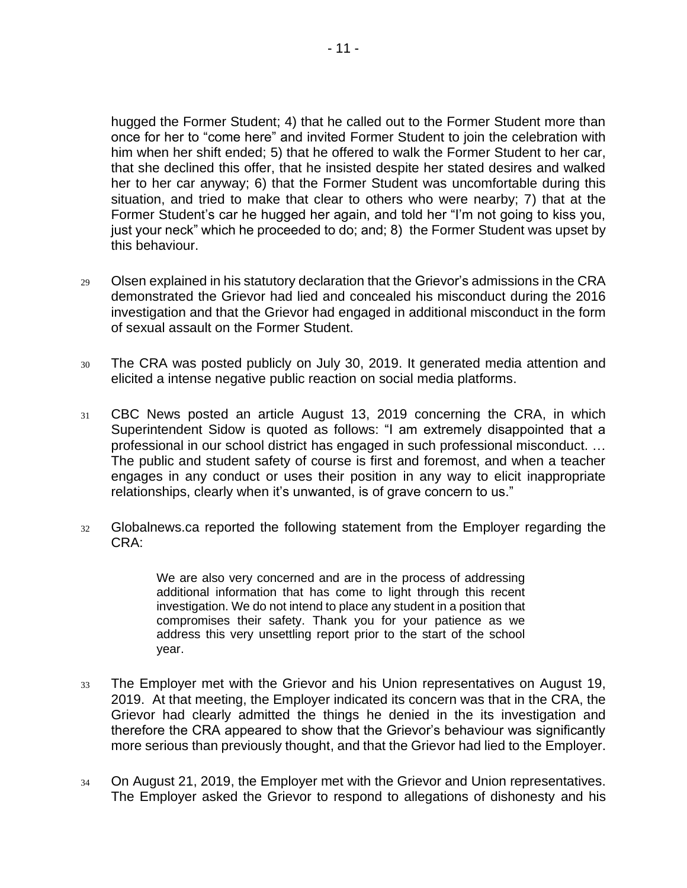hugged the Former Student; 4) that he called out to the Former Student more than once for her to "come here" and invited Former Student to join the celebration with him when her shift ended; 5) that he offered to walk the Former Student to her car, that she declined this offer, that he insisted despite her stated desires and walked her to her car anyway; 6) that the Former Student was uncomfortable during this situation, and tried to make that clear to others who were nearby; 7) that at the Former Student's car he hugged her again, and told her "I'm not going to kiss you, just your neck" which he proceeded to do; and; 8) the Former Student was upset by this behaviour.

29 Olsen explained in his statutory declaration that the Grievor's admissions in the CRA demonstrated the Grievor had lied and concealed his misconduct during the 2016 investigation and that the Grievor had engaged in additional misconduct in the form of sexual assault on the Former Student.

30 The CRA was posted publicly on July 30, 2019. It generated media attention and elicited a intense negative public reaction on social media platforms.

31 CBC News posted an article August 13, 2019 concerning the CRA, in which Superintendent Sidow is quoted as follows: "I am extremely disappointed that a professional in our school district has engaged in such professional misconduct. … The public and student safety of course is first and foremost, and when a teacher engages in any conduct or uses their position in any way to elicit inappropriate relationships, clearly when it's unwanted, is of grave concern to us."

32 Globalnews.ca reported the following statement from the Employer regarding the CRA:

> We are also very concerned and are in the process of addressing additional information that has come to light through this recent investigation. We do not intend to place any student in a position that compromises their safety. Thank you for your patience as we address this very unsettling report prior to the start of the school year.

33 The Employer met with the Grievor and his Union representatives on August 19, 2019. At that meeting, the Employer indicated its concern was that in the CRA, the Grievor had clearly admitted the things he denied in the its investigation and therefore the CRA appeared to show that the Grievor's behaviour was significantly more serious than previously thought, and that the Grievor had lied to the Employer.

34 On August 21, 2019, the Employer met with the Grievor and Union representatives. The Employer asked the Grievor to respond to allegations of dishonesty and his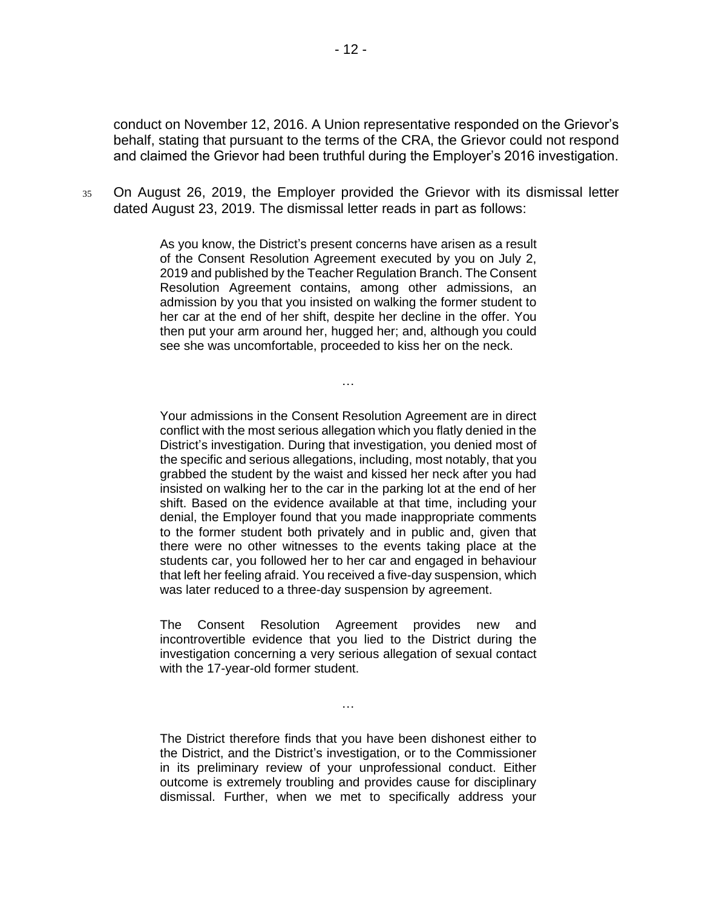conduct on November 12, 2016. A Union representative responded on the Grievor's behalf, stating that pursuant to the terms of the CRA, the Grievor could not respond and claimed the Grievor had been truthful during the Employer's 2016 investigation.

35 On August 26, 2019, the Employer provided the Grievor with its dismissal letter dated August 23, 2019. The dismissal letter reads in part as follows:

> As you know, the District's present concerns have arisen as a result of the Consent Resolution Agreement executed by you on July 2, 2019 and published by the Teacher Regulation Branch. The Consent Resolution Agreement contains, among other admissions, an admission by you that you insisted on walking the former student to her car at the end of her shift, despite her decline in the offer. You then put your arm around her, hugged her; and, although you could see she was uncomfortable, proceeded to kiss her on the neck.
>
> …
>
> Your admissions in the Consent Resolution Agreement are in direct conflict with the most serious allegation which you flatly denied in the District's investigation. During that investigation, you denied most of the specific and serious allegations, including, most notably, that you grabbed the student by the waist and kissed her neck after you had insisted on walking her to the car in the parking lot at the end of her shift. Based on the evidence available at that time, including your denial, the Employer found that you made inappropriate comments to the former student both privately and in public and, given that there were no other witnesses to the events taking place at the students car, you followed her to her car and engaged in behaviour that left her feeling afraid. You received a five-day suspension, which was later reduced to a three-day suspension by agreement.
>
> The Consent Resolution Agreement provides new and incontrovertible evidence that you lied to the District during the investigation concerning a very serious allegation of sexual contact with the 17-year-old former student.
>
> …
>
> The District therefore finds that you have been dishonest either to the District, and the District's investigation, or to the Commissioner in its preliminary review of your unprofessional conduct. Either outcome is extremely troubling and provides cause for disciplinary dismissal. Further, when we met to specifically address your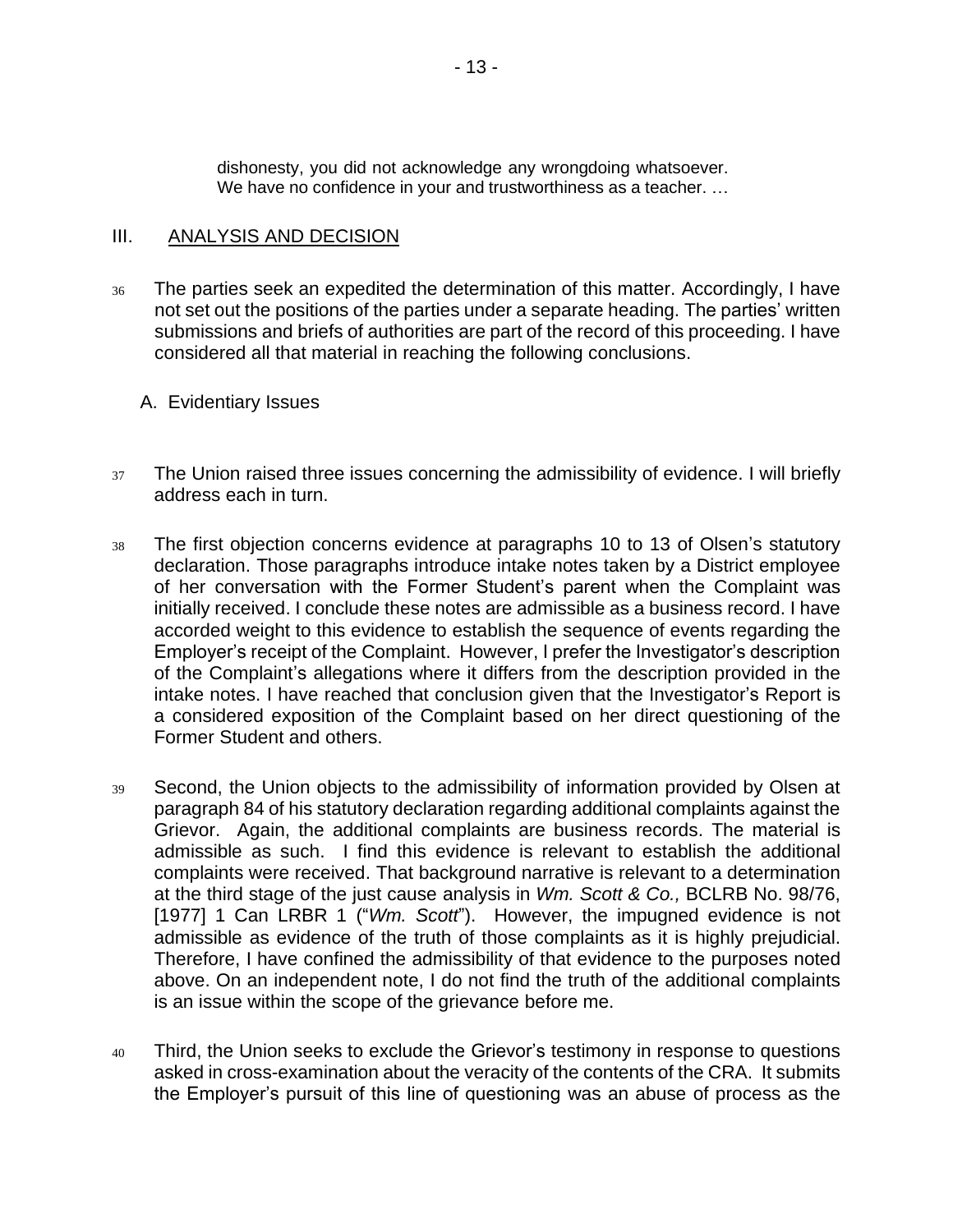> dishonesty, you did not acknowledge any wrongdoing whatsoever. We have no confidence in your and trustworthiness as a teacher. …

## III. ANALYSIS AND DECISION

36 The parties seek an expedited the determination of this matter. Accordingly, I have not set out the positions of the parties under a separate heading. The parties' written submissions and briefs of authorities are part of the record of this proceeding. I have considered all that material in reaching the following conclusions.

### A. Evidentiary Issues

37 The Union raised three issues concerning the admissibility of evidence. I will briefly address each in turn.

38 The first objection concerns evidence at paragraphs 10 to 13 of Olsen's statutory declaration. Those paragraphs introduce intake notes taken by a District employee of her conversation with the Former Student's parent when the Complaint was initially received. I conclude these notes are admissible as a business record. I have accorded weight to this evidence to establish the sequence of events regarding the Employer's receipt of the Complaint. However, I prefer the Investigator's description of the Complaint's allegations where it differs from the description provided in the intake notes. I have reached that conclusion given that the Investigator's Report is a considered exposition of the Complaint based on her direct questioning of the Former Student and others.

39 Second, the Union objects to the admissibility of information provided by Olsen at paragraph 84 of his statutory declaration regarding additional complaints against the Grievor. Again, the additional complaints are business records. The material is admissible as such. I find this evidence is relevant to establish the additional complaints were received. That background narrative is relevant to a determination at the third stage of the just cause analysis in *Wm. Scott & Co.,* BCLRB No. 98/76, [1977] 1 Can LRBR 1 ("*Wm. Scott*"). However, the impugned evidence is not admissible as evidence of the truth of those complaints as it is highly prejudicial. Therefore, I have confined the admissibility of that evidence to the purposes noted above. On an independent note, I do not find the truth of the additional complaints is an issue within the scope of the grievance before me.

40 Third, the Union seeks to exclude the Grievor's testimony in response to questions asked in cross-examination about the veracity of the contents of the CRA. It submits the Employer's pursuit of this line of questioning was an abuse of process as the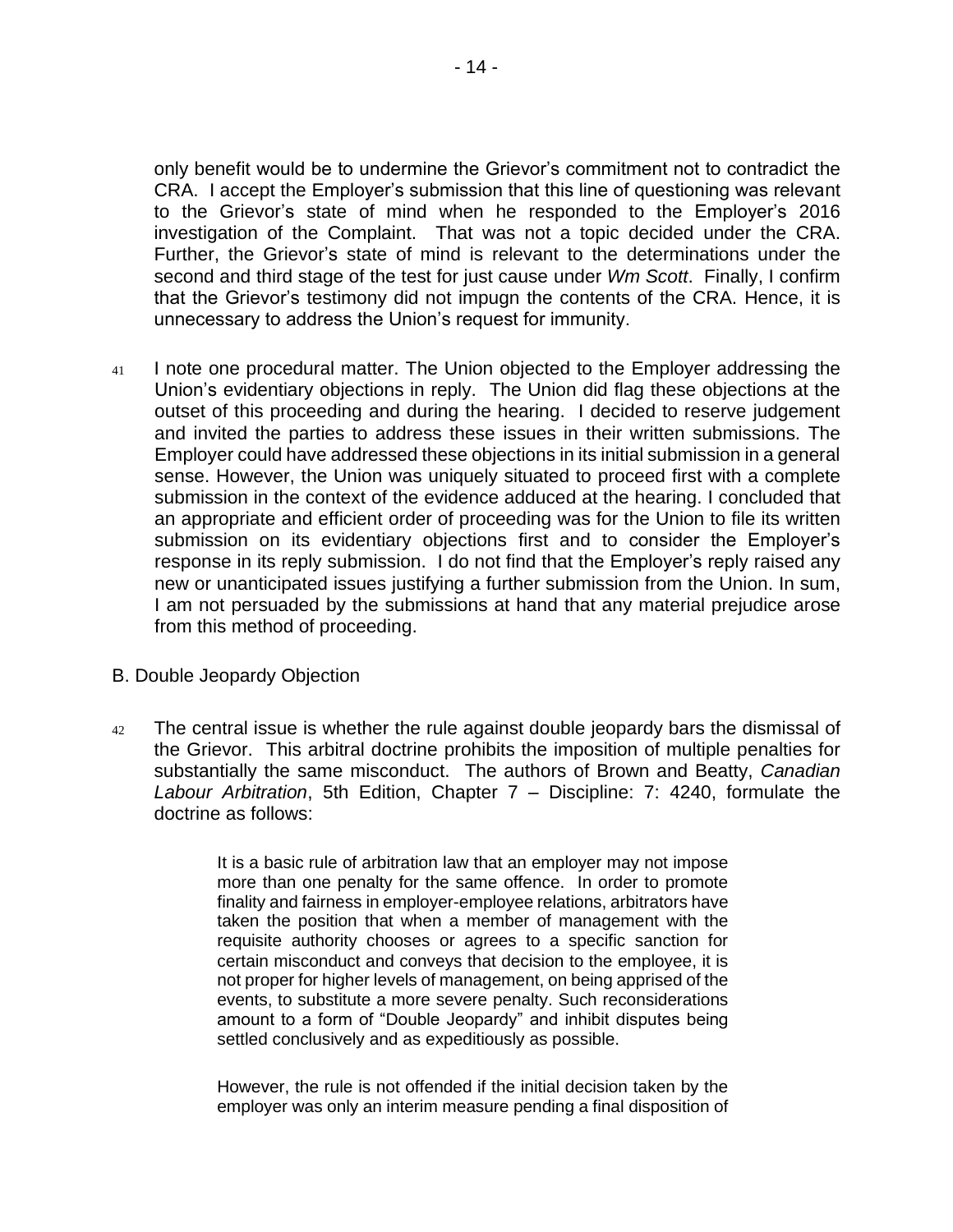only benefit would be to undermine the Grievor's commitment not to contradict the CRA. I accept the Employer's submission that this line of questioning was relevant to the Grievor's state of mind when he responded to the Employer's 2016 investigation of the Complaint. That was not a topic decided under the CRA. Further, the Grievor's state of mind is relevant to the determinations under the second and third stage of the test for just cause under *Wm Scott*. Finally, I confirm that the Grievor's testimony did not impugn the contents of the CRA. Hence, it is unnecessary to address the Union's request for immunity.

41 I note one procedural matter. The Union objected to the Employer addressing the Union's evidentiary objections in reply. The Union did flag these objections at the outset of this proceeding and during the hearing. I decided to reserve judgement and invited the parties to address these issues in their written submissions. The Employer could have addressed these objections in its initial submission in a general sense. However, the Union was uniquely situated to proceed first with a complete submission in the context of the evidence adduced at the hearing. I concluded that an appropriate and efficient order of proceeding was for the Union to file its written submission on its evidentiary objections first and to consider the Employer's response in its reply submission. I do not find that the Employer's reply raised any new or unanticipated issues justifying a further submission from the Union. In sum, I am not persuaded by the submissions at hand that any material prejudice arose from this method of proceeding.

## B. Double Jeopardy Objection

42 The central issue is whether the rule against double jeopardy bars the dismissal of the Grievor. This arbitral doctrine prohibits the imposition of multiple penalties for substantially the same misconduct. The authors of Brown and Beatty, *Canadian Labour Arbitration*, 5th Edition, Chapter 7 – Discipline: 7: 4240, formulate the doctrine as follows:

> It is a basic rule of arbitration law that an employer may not impose more than one penalty for the same offence. In order to promote finality and fairness in employer-employee relations, arbitrators have taken the position that when a member of management with the requisite authority chooses or agrees to a specific sanction for certain misconduct and conveys that decision to the employee, it is not proper for higher levels of management, on being apprised of the events, to substitute a more severe penalty. Such reconsiderations amount to a form of "Double Jeopardy" and inhibit disputes being settled conclusively and as expeditiously as possible.
>
> However, the rule is not offended if the initial decision taken by the employer was only an interim measure pending a final disposition of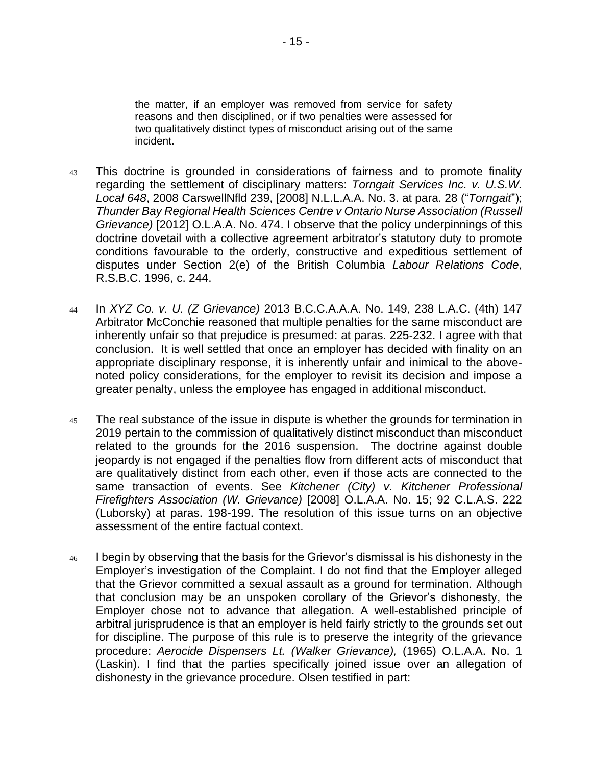> the matter, if an employer was removed from service for safety reasons and then disciplined, or if two penalties were assessed for two qualitatively distinct types of misconduct arising out of the same incident.

43 This doctrine is grounded in considerations of fairness and to promote finality regarding the settlement of disciplinary matters: *Torngait Services Inc. v. U.S.W. Local 648*, 2008 CarswellNfld 239, [2008] N.L.L.A.A. No. 3. at para. 28 ("*Torngait*"); *Thunder Bay Regional Health Sciences Centre v Ontario Nurse Association (Russell Grievance)* [2012] O.L.A.A. No. 474. I observe that the policy underpinnings of this doctrine dovetail with a collective agreement arbitrator's statutory duty to promote conditions favourable to the orderly, constructive and expeditious settlement of disputes under Section 2(e) of the British Columbia *Labour Relations Code*, R.S.B.C. 1996, c. 244.

44 In *XYZ Co. v. U. (Z Grievance)* 2013 B.C.C.A.A.A. No. 149, 238 L.A.C. (4th) 147 Arbitrator McConchie reasoned that multiple penalties for the same misconduct are inherently unfair so that prejudice is presumed: at paras. 225-232. I agree with that conclusion. It is well settled that once an employer has decided with finality on an appropriate disciplinary response, it is inherently unfair and inimical to the above-noted policy considerations, for the employer to revisit its decision and impose a greater penalty, unless the employee has engaged in additional misconduct.

45 The real substance of the issue in dispute is whether the grounds for termination in 2019 pertain to the commission of qualitatively distinct misconduct than misconduct related to the grounds for the 2016 suspension. The doctrine against double jeopardy is not engaged if the penalties flow from different acts of misconduct that are qualitatively distinct from each other, even if those acts are connected to the same transaction of events. See *Kitchener (City) v. Kitchener Professional Firefighters Association (W. Grievance)* [2008] O.L.A.A. No. 15; 92 C.L.A.S. 222 (Luborsky) at paras. 198-199. The resolution of this issue turns on an objective assessment of the entire factual context.

46 I begin by observing that the basis for the Grievor's dismissal is his dishonesty in the Employer's investigation of the Complaint. I do not find that the Employer alleged that the Grievor committed a sexual assault as a ground for termination. Although that conclusion may be an unspoken corollary of the Grievor's dishonesty, the Employer chose not to advance that allegation. A well-established principle of arbitral jurisprudence is that an employer is held fairly strictly to the grounds set out for discipline. The purpose of this rule is to preserve the integrity of the grievance procedure: *Aerocide Dispensers Lt. (Walker Grievance),* (1965) O.L.A.A. No. 1 (Laskin). I find that the parties specifically joined issue over an allegation of dishonesty in the grievance procedure. Olsen testified in part: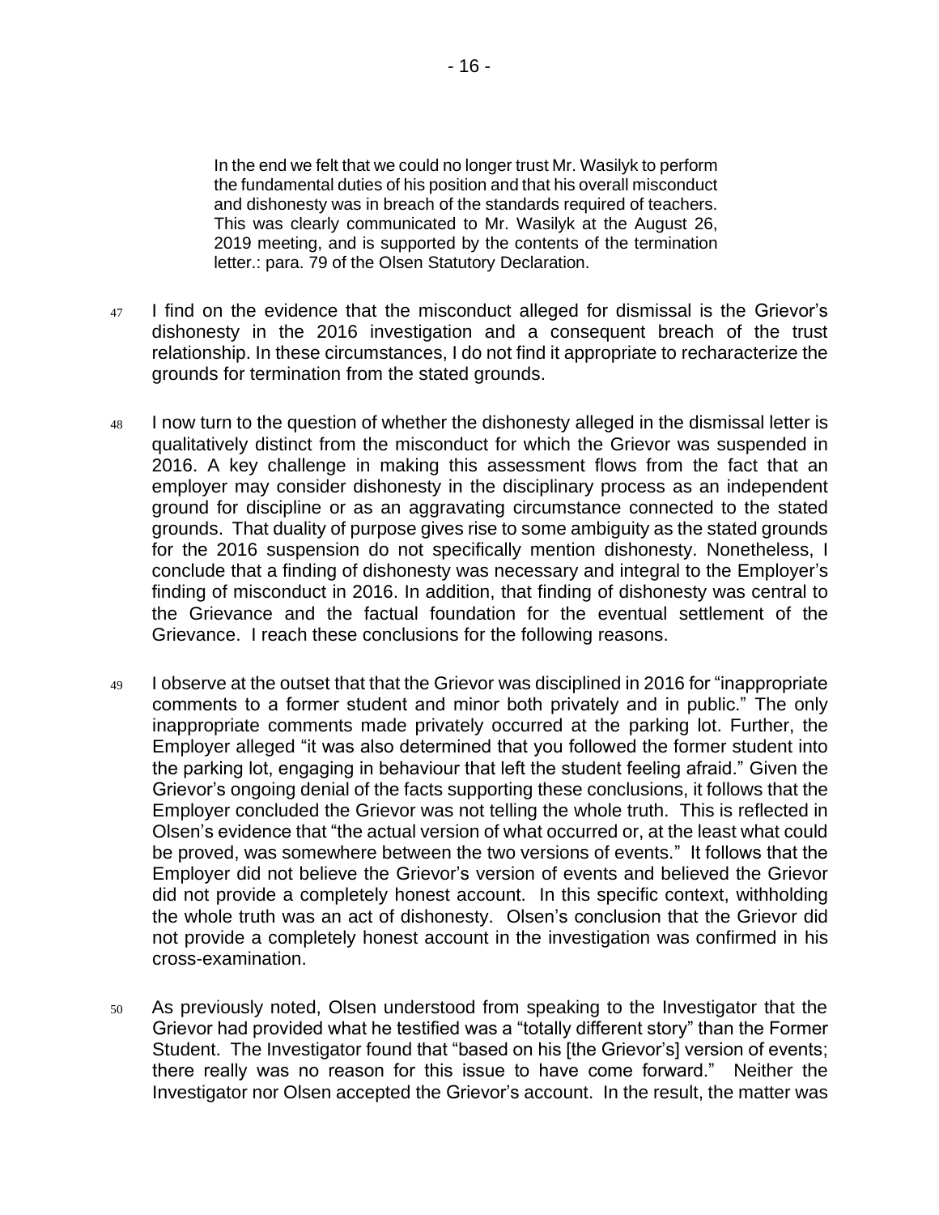> In the end we felt that we could no longer trust Mr. Wasilyk to perform the fundamental duties of his position and that his overall misconduct and dishonesty was in breach of the standards required of teachers. This was clearly communicated to Mr. Wasilyk at the August 26, 2019 meeting, and is supported by the contents of the termination letter.: para. 79 of the Olsen Statutory Declaration.

47 I find on the evidence that the misconduct alleged for dismissal is the Grievor's dishonesty in the 2016 investigation and a consequent breach of the trust relationship. In these circumstances, I do not find it appropriate to recharacterize the grounds for termination from the stated grounds.

48 I now turn to the question of whether the dishonesty alleged in the dismissal letter is qualitatively distinct from the misconduct for which the Grievor was suspended in 2016. A key challenge in making this assessment flows from the fact that an employer may consider dishonesty in the disciplinary process as an independent ground for discipline or as an aggravating circumstance connected to the stated grounds. That duality of purpose gives rise to some ambiguity as the stated grounds for the 2016 suspension do not specifically mention dishonesty. Nonetheless, I conclude that a finding of dishonesty was necessary and integral to the Employer's finding of misconduct in 2016. In addition, that finding of dishonesty was central to the Grievance and the factual foundation for the eventual settlement of the Grievance. I reach these conclusions for the following reasons.

49 I observe at the outset that that the Grievor was disciplined in 2016 for "inappropriate comments to a former student and minor both privately and in public." The only inappropriate comments made privately occurred at the parking lot. Further, the Employer alleged "it was also determined that you followed the former student into the parking lot, engaging in behaviour that left the student feeling afraid." Given the Grievor's ongoing denial of the facts supporting these conclusions, it follows that the Employer concluded the Grievor was not telling the whole truth. This is reflected in Olsen's evidence that "the actual version of what occurred or, at the least what could be proved, was somewhere between the two versions of events." It follows that the Employer did not believe the Grievor's version of events and believed the Grievor did not provide a completely honest account. In this specific context, withholding the whole truth was an act of dishonesty. Olsen's conclusion that the Grievor did not provide a completely honest account in the investigation was confirmed in his cross-examination.

50 As previously noted, Olsen understood from speaking to the Investigator that the Grievor had provided what he testified was a "totally different story" than the Former Student. The Investigator found that "based on his [the Grievor's] version of events; there really was no reason for this issue to have come forward." Neither the Investigator nor Olsen accepted the Grievor's account. In the result, the matter was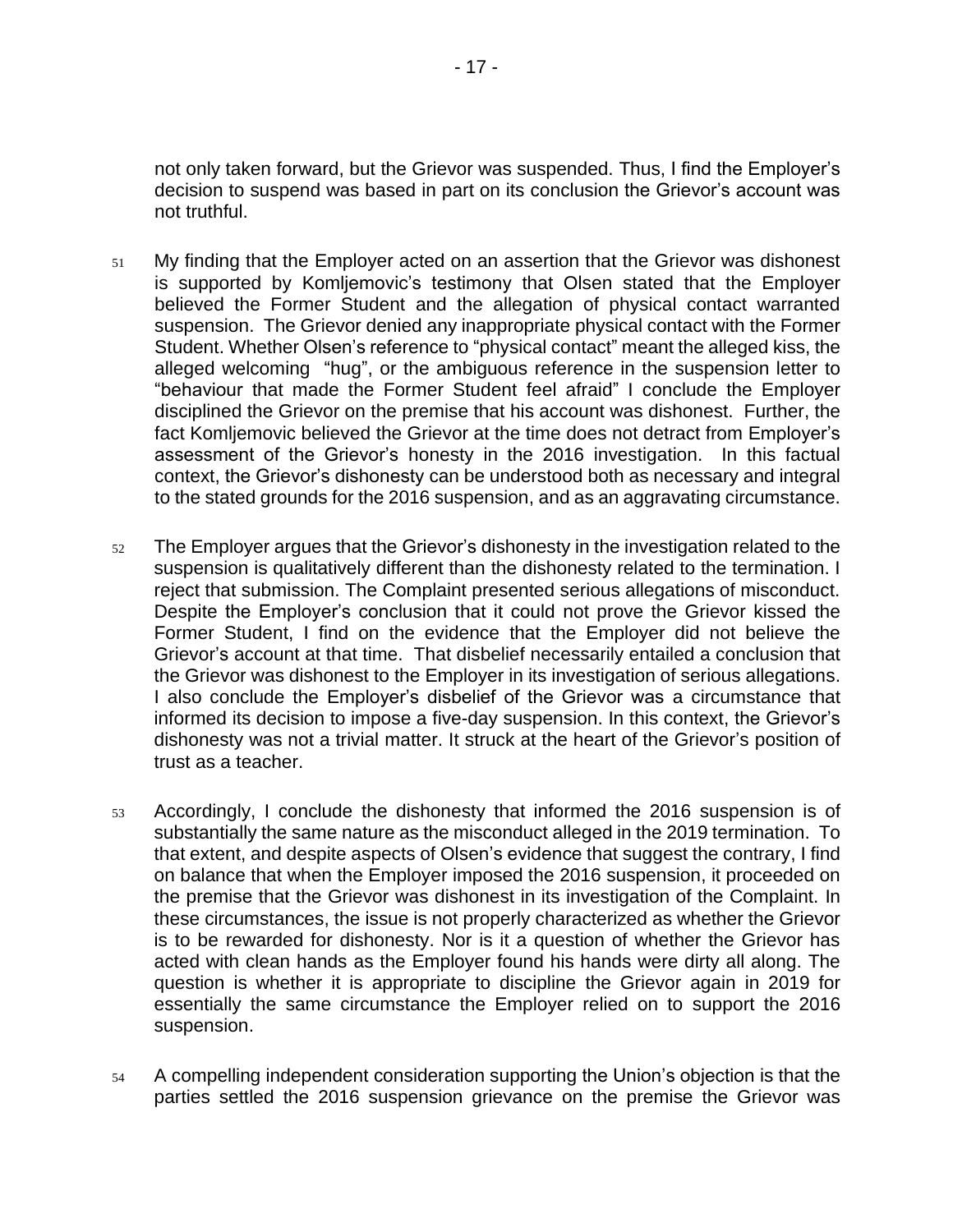not only taken forward, but the Grievor was suspended. Thus, I find the Employer's decision to suspend was based in part on its conclusion the Grievor's account was not truthful.

51 My finding that the Employer acted on an assertion that the Grievor was dishonest is supported by Komljemovic's testimony that Olsen stated that the Employer believed the Former Student and the allegation of physical contact warranted suspension. The Grievor denied any inappropriate physical contact with the Former Student. Whether Olsen's reference to "physical contact" meant the alleged kiss, the alleged welcoming "hug", or the ambiguous reference in the suspension letter to "behaviour that made the Former Student feel afraid" I conclude the Employer disciplined the Grievor on the premise that his account was dishonest. Further, the fact Komljemovic believed the Grievor at the time does not detract from Employer's assessment of the Grievor's honesty in the 2016 investigation. In this factual context, the Grievor's dishonesty can be understood both as necessary and integral to the stated grounds for the 2016 suspension, and as an aggravating circumstance.

52 The Employer argues that the Grievor's dishonesty in the investigation related to the suspension is qualitatively different than the dishonesty related to the termination. I reject that submission. The Complaint presented serious allegations of misconduct. Despite the Employer's conclusion that it could not prove the Grievor kissed the Former Student, I find on the evidence that the Employer did not believe the Grievor's account at that time. That disbelief necessarily entailed a conclusion that the Grievor was dishonest to the Employer in its investigation of serious allegations. I also conclude the Employer's disbelief of the Grievor was a circumstance that informed its decision to impose a five-day suspension. In this context, the Grievor's dishonesty was not a trivial matter. It struck at the heart of the Grievor's position of trust as a teacher.

53 Accordingly, I conclude the dishonesty that informed the 2016 suspension is of substantially the same nature as the misconduct alleged in the 2019 termination. To that extent, and despite aspects of Olsen's evidence that suggest the contrary, I find on balance that when the Employer imposed the 2016 suspension, it proceeded on the premise that the Grievor was dishonest in its investigation of the Complaint. In these circumstances, the issue is not properly characterized as whether the Grievor is to be rewarded for dishonesty. Nor is it a question of whether the Grievor has acted with clean hands as the Employer found his hands were dirty all along. The question is whether it is appropriate to discipline the Grievor again in 2019 for essentially the same circumstance the Employer relied on to support the 2016 suspension.

54 A compelling independent consideration supporting the Union's objection is that the parties settled the 2016 suspension grievance on the premise the Grievor was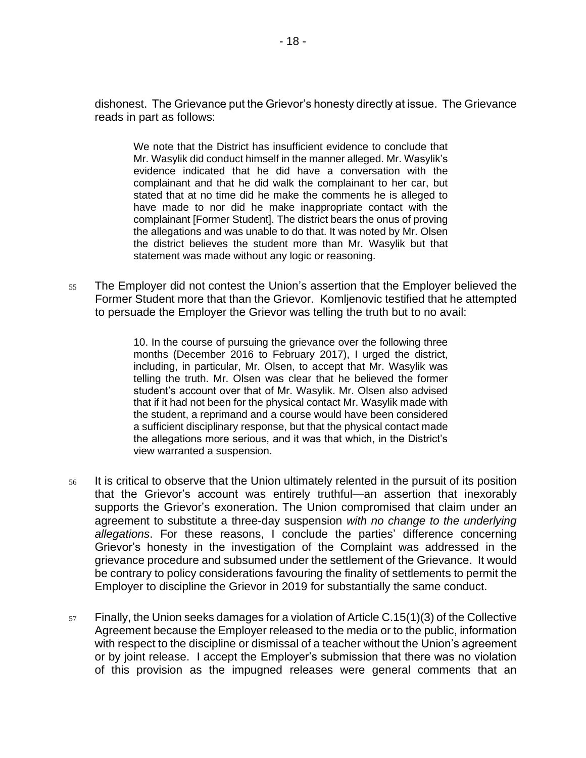dishonest. The Grievance put the Grievor's honesty directly at issue. The Grievance reads in part as follows:

> We note that the District has insufficient evidence to conclude that Mr. Wasylik did conduct himself in the manner alleged. Mr. Wasylik's evidence indicated that he did have a conversation with the complainant and that he did walk the complainant to her car, but stated that at no time did he make the comments he is alleged to have made to nor did he make inappropriate contact with the complainant [Former Student]. The district bears the onus of proving the allegations and was unable to do that. It was noted by Mr. Olsen the district believes the student more than Mr. Wasylik but that statement was made without any logic or reasoning.

55 The Employer did not contest the Union's assertion that the Employer believed the Former Student more that than the Grievor. Komljenovic testified that he attempted to persuade the Employer the Grievor was telling the truth but to no avail:

> 10. In the course of pursuing the grievance over the following three months (December 2016 to February 2017), I urged the district, including, in particular, Mr. Olsen, to accept that Mr. Wasylik was telling the truth. Mr. Olsen was clear that he believed the former student's account over that of Mr. Wasylik. Mr. Olsen also advised that if it had not been for the physical contact Mr. Wasylik made with the student, a reprimand and a course would have been considered a sufficient disciplinary response, but that the physical contact made the allegations more serious, and it was that which, in the District's view warranted a suspension.

56 It is critical to observe that the Union ultimately relented in the pursuit of its position that the Grievor's account was entirely truthful—an assertion that inexorably supports the Grievor's exoneration. The Union compromised that claim under an agreement to substitute a three-day suspension *with no change to the underlying allegations*. For these reasons, I conclude the parties' difference concerning Grievor's honesty in the investigation of the Complaint was addressed in the grievance procedure and subsumed under the settlement of the Grievance. It would be contrary to policy considerations favouring the finality of settlements to permit the Employer to discipline the Grievor in 2019 for substantially the same conduct.

57 Finally, the Union seeks damages for a violation of Article C.15(1)(3) of the Collective Agreement because the Employer released to the media or to the public, information with respect to the discipline or dismissal of a teacher without the Union's agreement or by joint release. I accept the Employer's submission that there was no violation of this provision as the impugned releases were general comments that an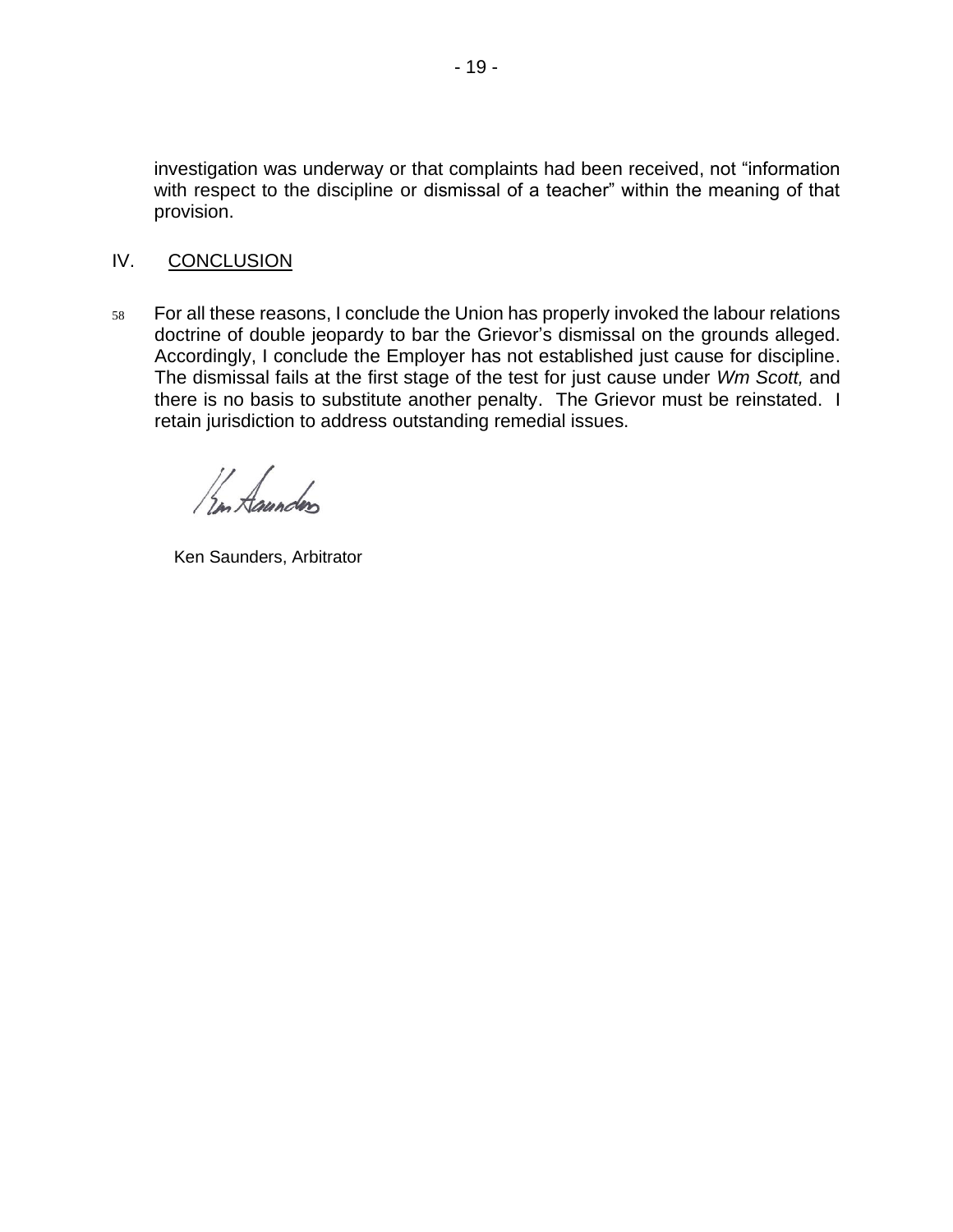investigation was underway or that complaints had been received, not "information with respect to the discipline or dismissal of a teacher" within the meaning of that provision.

## IV. CONCLUSION

58 For all these reasons, I conclude the Union has properly invoked the labour relations doctrine of double jeopardy to bar the Grievor's dismissal on the grounds alleged. Accordingly, I conclude the Employer has not established just cause for discipline. The dismissal fails at the first stage of the test for just cause under *Wm Scott,* and there is no basis to substitute another penalty. The Grievor must be reinstated. I retain jurisdiction to address outstanding remedial issues.

Ken Saunders, Arbitrator